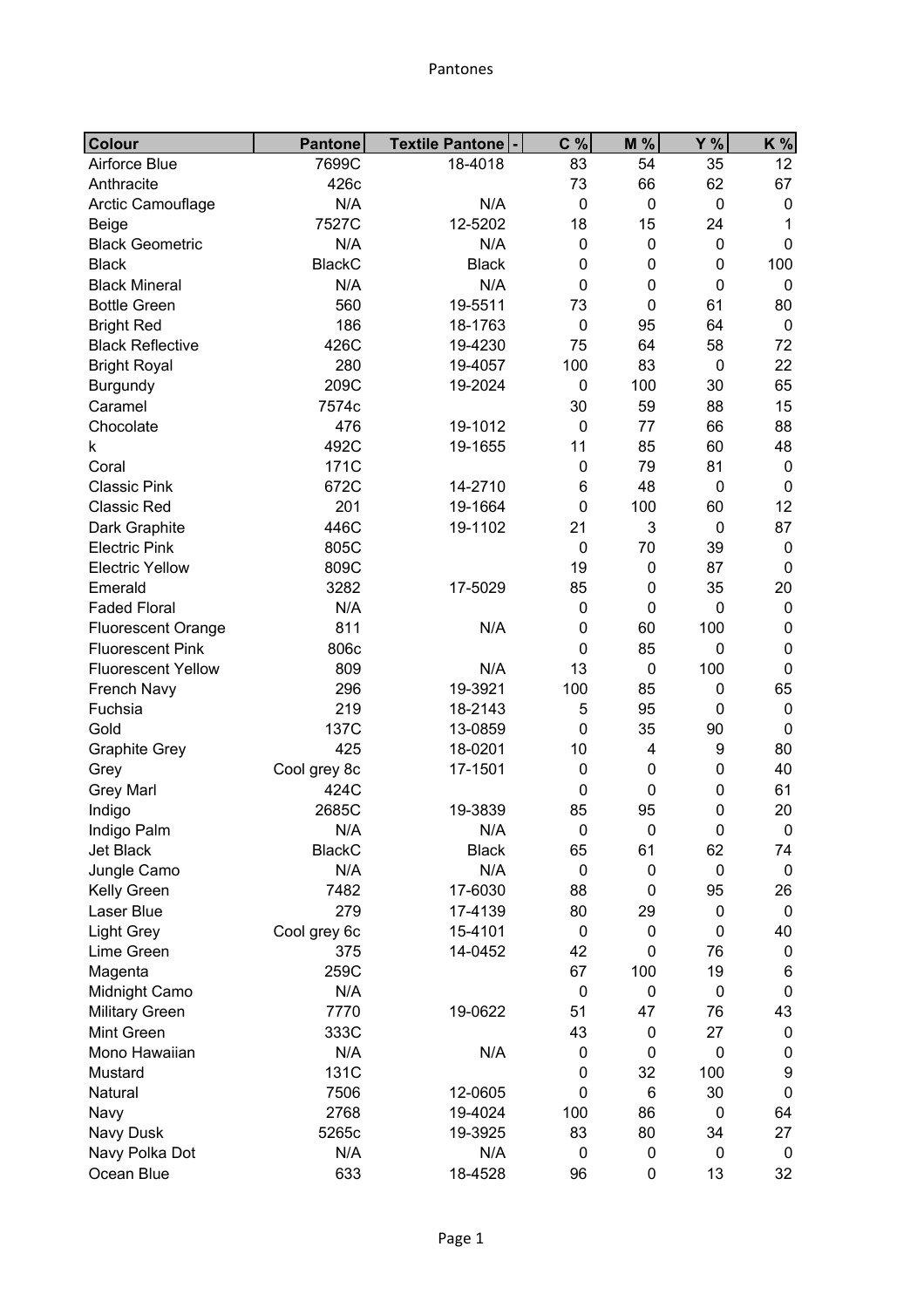| Colour | Pantone | Textile Pantone | C % | M % | Y % | K % |
|---|---|---|---|---|---|---|
| Airforce Blue | 7699C | 18-4018 | 83 | 54 | 35 | 12 |
| Anthracite | 426c | | 73 | 66 | 62 | 67 |
| Arctic Camouflage | N/A | N/A | 0 | 0 | 0 | 0 |
| Beige | 7527C | 12-5202 | 18 | 15 | 24 | 1 |
| Black Geometric | N/A | N/A | 0 | 0 | 0 | 0 |
| Black | BlackC | Black | 0 | 0 | 0 | 100 |
| Black Mineral | N/A | N/A | 0 | 0 | 0 | 0 |
| Bottle Green | 560 | 19-5511 | 73 | 0 | 61 | 80 |
| Bright Red | 186 | 18-1763 | 0 | 95 | 64 | 0 |
| Black Reflective | 426C | 19-4230 | 75 | 64 | 58 | 72 |
| Bright Royal | 280 | 19-4057 | 100 | 83 | 0 | 22 |
| Burgundy | 209C | 19-2024 | 0 | 100 | 30 | 65 |
| Caramel | 7574c | | 30 | 59 | 88 | 15 |
| Chocolate | 476 | 19-1012 | 0 | 77 | 66 | 88 |
| k | 492C | 19-1655 | 11 | 85 | 60 | 48 |
| Coral | 171C | | 0 | 79 | 81 | 0 |
| Classic Pink | 672C | 14-2710 | 6 | 48 | 0 | 0 |
| Classic Red | 201 | 19-1664 | 0 | 100 | 60 | 12 |
| Dark Graphite | 446C | 19-1102 | 21 | 3 | 0 | 87 |
| Electric Pink | 805C | | 0 | 70 | 39 | 0 |
| Electric Yellow | 809C | | 19 | 0 | 87 | 0 |
| Emerald | 3282 | 17-5029 | 85 | 0 | 35 | 20 |
| Faded Floral | N/A | | 0 | 0 | 0 | 0 |
| Fluorescent Orange | 811 | N/A | 0 | 60 | 100 | 0 |
| Fluorescent Pink | 806c | | 0 | 85 | 0 | 0 |
| Fluorescent Yellow | 809 | N/A | 13 | 0 | 100 | 0 |
| French Navy | 296 | 19-3921 | 100 | 85 | 0 | 65 |
| Fuchsia | 219 | 18-2143 | 5 | 95 | 0 | 0 |
| Gold | 137C | 13-0859 | 0 | 35 | 90 | 0 |
| Graphite Grey | 425 | 18-0201 | 10 | 4 | 9 | 80 |
| Grey | Cool grey 8c | 17-1501 | 0 | 0 | 0 | 40 |
| Grey Marl | 424C | | 0 | 0 | 0 | 61 |
| Indigo | 2685C | 19-3839 | 85 | 95 | 0 | 20 |
| Indigo Palm | N/A | N/A | 0 | 0 | 0 | 0 |
| Jet Black | BlackC | Black | 65 | 61 | 62 | 74 |
| Jungle Camo | N/A | N/A | 0 | 0 | 0 | 0 |
| Kelly Green | 7482 | 17-6030 | 88 | 0 | 95 | 26 |
| Laser Blue | 279 | 17-4139 | 80 | 29 | 0 | 0 |
| Light Grey | Cool grey 6c | 15-4101 | 0 | 0 | 0 | 40 |
| Lime Green | 375 | 14-0452 | 42 | 0 | 76 | 0 |
| Magenta | 259C | | 67 | 100 | 19 | 6 |
| Midnight Camo | N/A | | 0 | 0 | 0 | 0 |
| Military Green | 7770 | 19-0622 | 51 | 47 | 76 | 43 |
| Mint Green | 333C | | 43 | 0 | 27 | 0 |
| Mono Hawaiian | N/A | N/A | 0 | 0 | 0 | 0 |
| Mustard | 131C | | 0 | 32 | 100 | 9 |
| Natural | 7506 | 12-0605 | 0 | 6 | 30 | 0 |
| Navy | 2768 | 19-4024 | 100 | 86 | 0 | 64 |
| Navy Dusk | 5265c | 19-3925 | 83 | 80 | 34 | 27 |
| Navy Polka Dot | N/A | N/A | 0 | 0 | 0 | 0 |
| Ocean Blue | 633 | 18-4528 | 96 | 0 | 13 | 32 |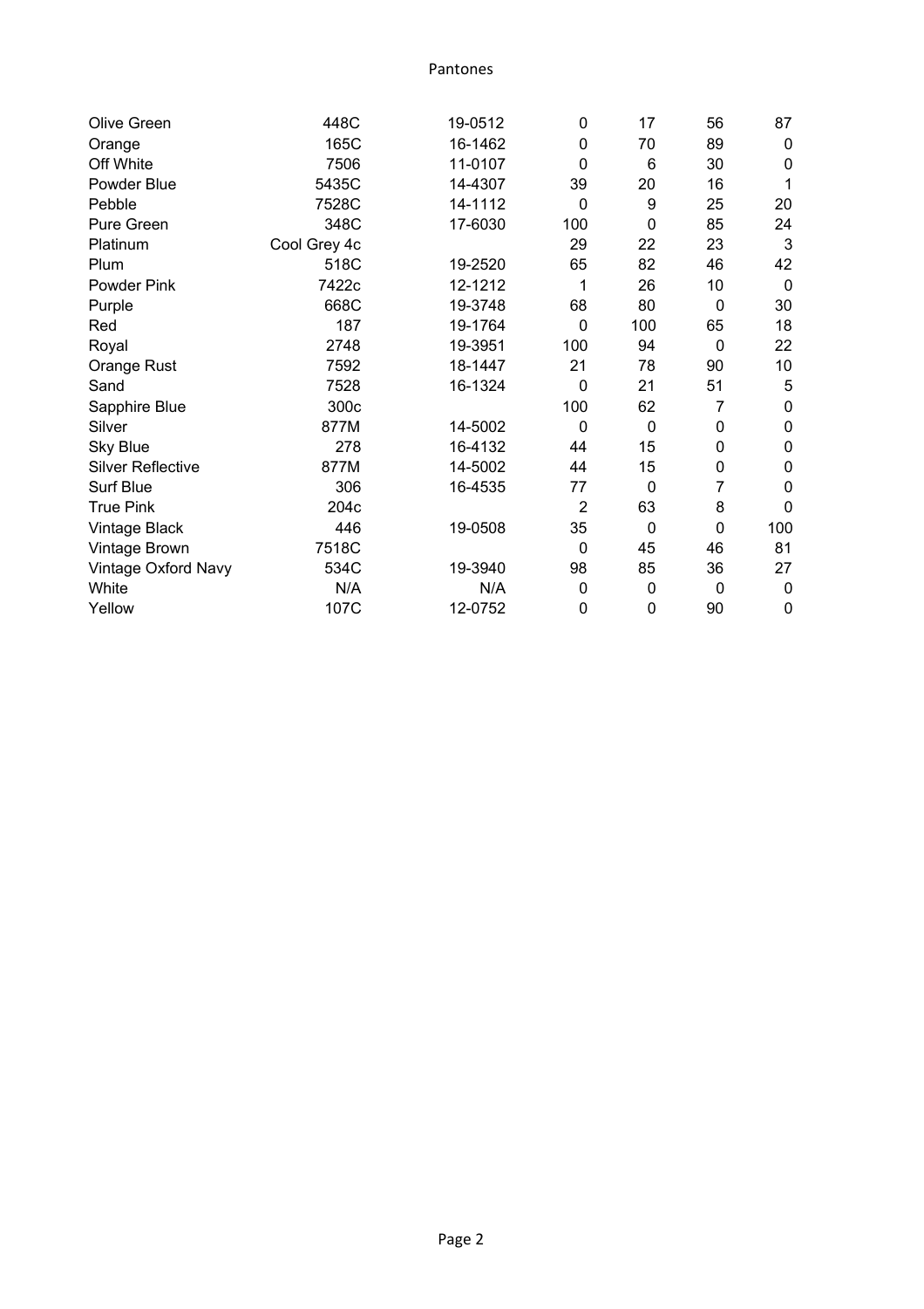| | | | | | | |
|---|---|---|---|---|---|---|
| Olive Green | 448C | 19-0512 | 0 | 17 | 56 | 87 |
| Orange | 165C | 16-1462 | 0 | 70 | 89 | 0 |
| Off White | 7506 | 11-0107 | 0 | 6 | 30 | 0 |
| Powder Blue | 5435C | 14-4307 | 39 | 20 | 16 | 1 |
| Pebble | 7528C | 14-1112 | 0 | 9 | 25 | 20 |
| Pure Green | 348C | 17-6030 | 100 | 0 | 85 | 24 |
| Platinum | Cool Grey 4c | | 29 | 22 | 23 | 3 |
| Plum | 518C | 19-2520 | 65 | 82 | 46 | 42 |
| Powder Pink | 7422c | 12-1212 | 1 | 26 | 10 | 0 |
| Purple | 668C | 19-3748 | 68 | 80 | 0 | 30 |
| Red | 187 | 19-1764 | 0 | 100 | 65 | 18 |
| Royal | 2748 | 19-3951 | 100 | 94 | 0 | 22 |
| Orange Rust | 7592 | 18-1447 | 21 | 78 | 90 | 10 |
| Sand | 7528 | 16-1324 | 0 | 21 | 51 | 5 |
| Sapphire Blue | 300c | | 100 | 62 | 7 | 0 |
| Silver | 877M | 14-5002 | 0 | 0 | 0 | 0 |
| Sky Blue | 278 | 16-4132 | 44 | 15 | 0 | 0 |
| Silver Reflective | 877M | 14-5002 | 44 | 15 | 0 | 0 |
| Surf Blue | 306 | 16-4535 | 77 | 0 | 7 | 0 |
| True Pink | 204c | | 2 | 63 | 8 | 0 |
| Vintage Black | 446 | 19-0508 | 35 | 0 | 0 | 100 |
| Vintage Brown | 7518C | | 0 | 45 | 46 | 81 |
| Vintage Oxford Navy | 534C | 19-3940 | 98 | 85 | 36 | 27 |
| White | N/A | N/A | 0 | 0 | 0 | 0 |
| Yellow | 107C | 12-0752 | 0 | 0 | 90 | 0 |